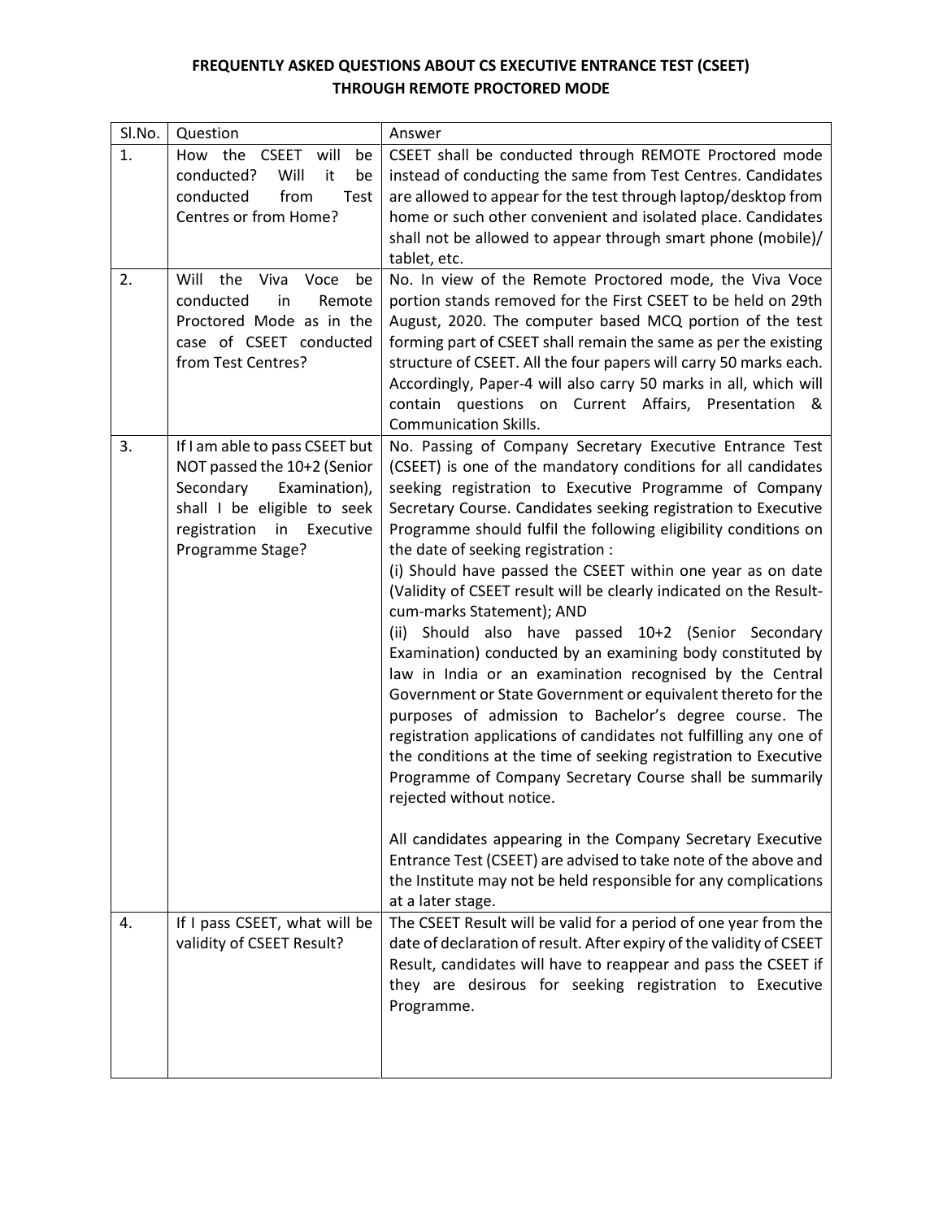# FREQUENTLY ASKED QUESTIONS ABOUT CS EXECUTIVE ENTRANCE TEST (CSEET) THROUGH REMOTE PROCTORED MODE

| Sl.No. | Question | Answer |
|---|---|---|
| 1. | How the CSEET will be conducted? Will it be conducted from Test Centres or from Home? | CSEET shall be conducted through REMOTE Proctored mode instead of conducting the same from Test Centres. Candidates are allowed to appear for the test through laptop/desktop from home or such other convenient and isolated place. Candidates shall not be allowed to appear through smart phone (mobile)/ tablet, etc. |
| 2. | Will the Viva Voce be conducted in Remote Proctored Mode as in the case of CSEET conducted from Test Centres? | No. In view of the Remote Proctored mode, the Viva Voce portion stands removed for the First CSEET to be held on 29th August, 2020. The computer based MCQ portion of the test forming part of CSEET shall remain the same as per the existing structure of CSEET. All the four papers will carry 50 marks each. Accordingly, Paper-4 will also carry 50 marks in all, which will contain questions on Current Affairs, Presentation & Communication Skills. |
| 3. | If I am able to pass CSEET but NOT passed the 10+2 (Senior Secondary Examination), shall I be eligible to seek registration in Executive Programme Stage? | No. Passing of Company Secretary Executive Entrance Test (CSEET) is one of the mandatory conditions for all candidates seeking registration to Executive Programme of Company Secretary Course. Candidates seeking registration to Executive Programme should fulfil the following eligibility conditions on the date of seeking registration :<br>(i) Should have passed the CSEET within one year as on date (Validity of CSEET result will be clearly indicated on the Result-cum-marks Statement); AND<br>(ii) Should also have passed 10+2 (Senior Secondary Examination) conducted by an examining body constituted by law in India or an examination recognised by the Central Government or State Government or equivalent thereto for the purposes of admission to Bachelor's degree course. The registration applications of candidates not fulfilling any one of the conditions at the time of seeking registration to Executive Programme of Company Secretary Course shall be summarily rejected without notice.<br><br>All candidates appearing in the Company Secretary Executive Entrance Test (CSEET) are advised to take note of the above and the Institute may not be held responsible for any complications at a later stage. |
| 4. | If I pass CSEET, what will be validity of CSEET Result? | The CSEET Result will be valid for a period of one year from the date of declaration of result. After expiry of the validity of CSEET Result, candidates will have to reappear and pass the CSEET if they are desirous for seeking registration to Executive Programme. |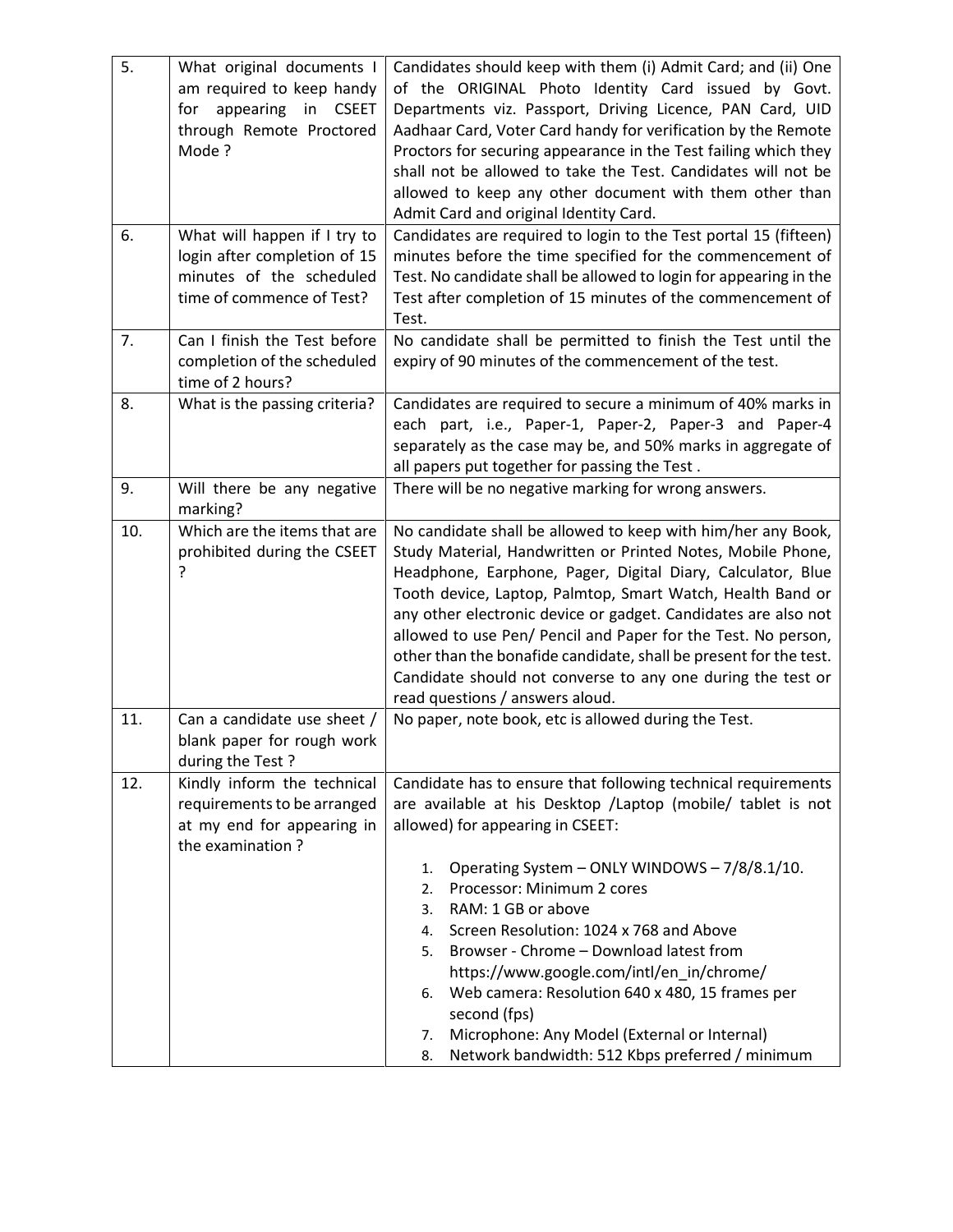| 5. | What original documents I am required to keep handy for appearing in CSEET through Remote Proctored Mode ? | Candidates should keep with them (i) Admit Card; and (ii) One of the ORIGINAL Photo Identity Card issued by Govt. Departments viz. Passport, Driving Licence, PAN Card, UID Aadhaar Card, Voter Card handy for verification by the Remote Proctors for securing appearance in the Test failing which they shall not be allowed to take the Test. Candidates will not be allowed to keep any other document with them other than Admit Card and original Identity Card. |
|---|---|---|
| 6. | What will happen if I try to login after completion of 15 minutes of the scheduled time of commence of Test? | Candidates are required to login to the Test portal 15 (fifteen) minutes before the time specified for the commencement of Test. No candidate shall be allowed to login for appearing in the Test after completion of 15 minutes of the commencement of Test. |
| 7. | Can I finish the Test before completion of the scheduled time of 2 hours? | No candidate shall be permitted to finish the Test until the expiry of 90 minutes of the commencement of the test. |
| 8. | What is the passing criteria? | Candidates are required to secure a minimum of 40% marks in each part, i.e., Paper-1, Paper-2, Paper-3 and Paper-4 separately as the case may be, and 50% marks in aggregate of all papers put together for passing the Test . |
| 9. | Will there be any negative marking? | There will be no negative marking for wrong answers. |
| 10. | Which are the items that are prohibited during the CSEET ? | No candidate shall be allowed to keep with him/her any Book, Study Material, Handwritten or Printed Notes, Mobile Phone, Headphone, Earphone, Pager, Digital Diary, Calculator, Blue Tooth device, Laptop, Palmtop, Smart Watch, Health Band or any other electronic device or gadget. Candidates are also not allowed to use Pen/ Pencil and Paper for the Test. No person, other than the bonafide candidate, shall be present for the test. Candidate should not converse to any one during the test or read questions / answers aloud. |
| 11. | Can a candidate use sheet / blank paper for rough work during the Test ? | No paper, note book, etc is allowed during the Test. |
| 12. | Kindly inform the technical requirements to be arranged at my end for appearing in the examination ? | Candidate has to ensure that following technical requirements are available at his Desktop /Laptop (mobile/ tablet is not allowed) for appearing in CSEET:<br><br>1. Operating System – ONLY WINDOWS – 7/8/8.1/10.<br>2. Processor: Minimum 2 cores<br>3. RAM: 1 GB or above<br>4. Screen Resolution: 1024 x 768 and Above<br>5. Browser - Chrome – Download latest from https://www.google.com/intl/en_in/chrome/<br>6. Web camera: Resolution 640 x 480, 15 frames per second (fps)<br>7. Microphone: Any Model (External or Internal)<br>8. Network bandwidth: 512 Kbps preferred / minimum |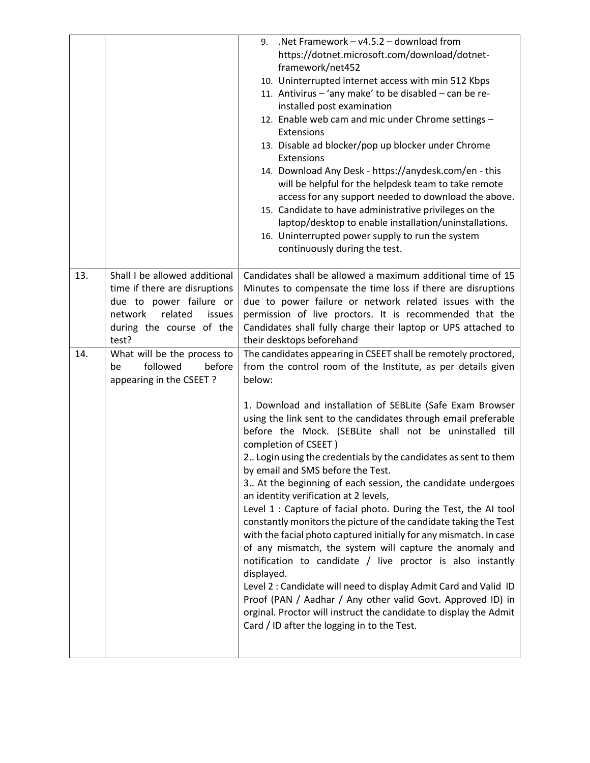| | | |
|---|---|---|
| | | 9. .Net Framework – v4.5.2 – download from https://dotnet.microsoft.com/download/dotnet-framework/net452<br>10. Uninterrupted internet access with min 512 Kbps<br>11. Antivirus – 'any make' to be disabled – can be re-installed post examination<br>12. Enable web cam and mic under Chrome settings – Extensions<br>13. Disable ad blocker/pop up blocker under Chrome Extensions<br>14. Download Any Desk - https://anydesk.com/en - this will be helpful for the helpdesk team to take remote access for any support needed to download the above.<br>15. Candidate to have administrative privileges on the laptop/desktop to enable installation/uninstallations.<br>16. Uninterrupted power supply to run the system continuously during the test. |
| 13. | Shall I be allowed additional time if there are disruptions due to power failure or network related issues during the course of the test? | Candidates shall be allowed a maximum additional time of 15 Minutes to compensate the time loss if there are disruptions due to power failure or network related issues with the permission of live proctors. It is recommended that the Candidates shall fully charge their laptop or UPS attached to their desktops beforehand |
| 14. | What will be the process to be followed before appearing in the CSEET ? | The candidates appearing in CSEET shall be remotely proctored, from the control room of the Institute, as per details given below:<br><br>1. Download and installation of SEBLite (Safe Exam Browser using the link sent to the candidates through email preferable before the Mock. (SEBLite shall not be uninstalled till completion of CSEET )<br>2.. Login using the credentials by the candidates as sent to them by email and SMS before the Test.<br>3.. At the beginning of each session, the candidate undergoes an identity verification at 2 levels,<br>Level 1 : Capture of facial photo. During the Test, the AI tool constantly monitors the picture of the candidate taking the Test with the facial photo captured initially for any mismatch. In case of any mismatch, the system will capture the anomaly and notification to candidate / live proctor is also instantly displayed.<br>Level 2 : Candidate will need to display Admit Card and Valid ID Proof (PAN / Aadhar / Any other valid Govt. Approved ID) in orginal. Proctor will instruct the candidate to display the Admit Card / ID after the logging in to the Test. |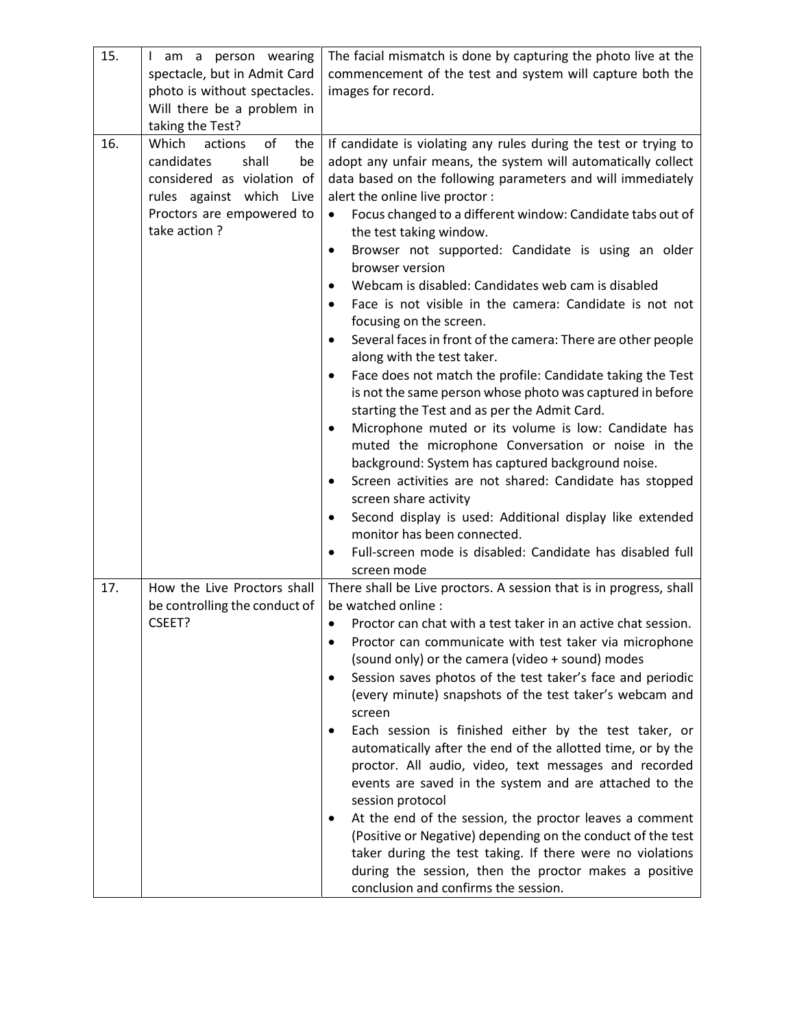| | | |
|---|---|---|
| 15. | I am a person wearing spectacle, but in Admit Card photo is without spectacles. Will there be a problem in taking the Test? | The facial mismatch is done by capturing the photo live at the commencement of the test and system will capture both the images for record. |
| 16. | Which actions of the candidates shall be considered as violation of rules against which Live Proctors are empowered to take action ? | If candidate is violating any rules during the test or trying to adopt any unfair means, the system will automatically collect data based on the following parameters and will immediately alert the online live proctor :<br>• Focus changed to a different window: Candidate tabs out of the test taking window.<br>• Browser not supported: Candidate is using an older browser version<br>• Webcam is disabled: Candidates web cam is disabled<br>• Face is not visible in the camera: Candidate is not not focusing on the screen.<br>• Several faces in front of the camera: There are other people along with the test taker.<br>• Face does not match the profile: Candidate taking the Test is not the same person whose photo was captured in before starting the Test and as per the Admit Card.<br>• Microphone muted or its volume is low: Candidate has muted the microphone Conversation or noise in the background: System has captured background noise.<br>• Screen activities are not shared: Candidate has stopped screen share activity<br>• Second display is used: Additional display like extended monitor has been connected.<br>• Full-screen mode is disabled: Candidate has disabled full screen mode |
| 17. | How the Live Proctors shall be controlling the conduct of CSEET? | There shall be Live proctors. A session that is in progress, shall be watched online :<br>• Proctor can chat with a test taker in an active chat session.<br>• Proctor can communicate with test taker via microphone (sound only) or the camera (video + sound) modes<br>• Session saves photos of the test taker's face and periodic (every minute) snapshots of the test taker's webcam and screen<br>• Each session is finished either by the test taker, or automatically after the end of the allotted time, or by the proctor. All audio, video, text messages and recorded events are saved in the system and are attached to the session protocol<br>• At the end of the session, the proctor leaves a comment (Positive or Negative) depending on the conduct of the test taker during the test taking. If there were no violations during the session, then the proctor makes a positive conclusion and confirms the session. |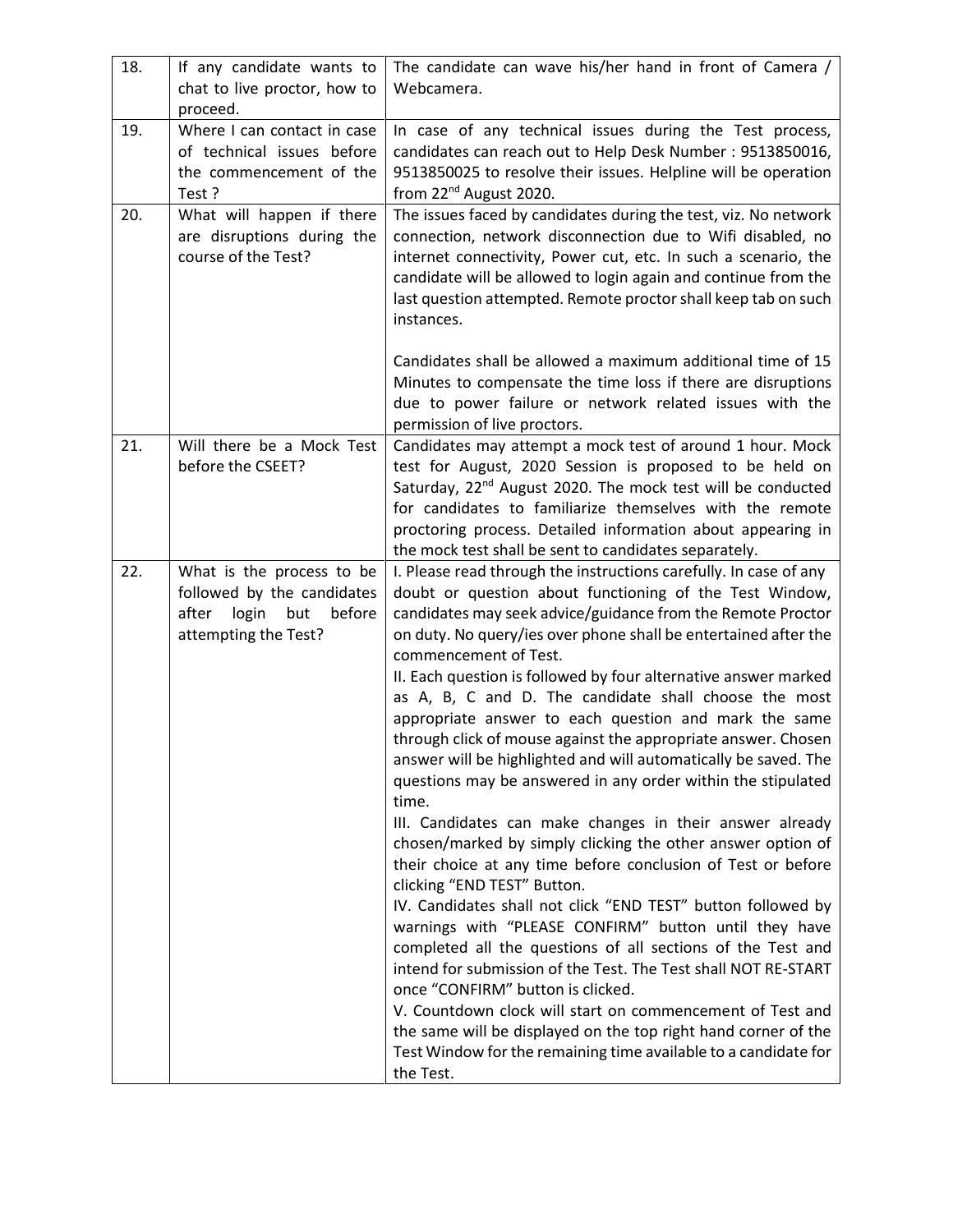| | | |
|---|---|---|
| 18. | If any candidate wants to chat to live proctor, how to proceed. | The candidate can wave his/her hand in front of Camera / Webcamera. |
| 19. | Where I can contact in case of technical issues before the commencement of the Test ? | In case of any technical issues during the Test process, candidates can reach out to Help Desk Number : 9513850016, 9513850025 to resolve their issues. Helpline will be operation from 22nd August 2020. |
| 20. | What will happen if there are disruptions during the course of the Test? | The issues faced by candidates during the test, viz. No network connection, network disconnection due to Wifi disabled, no internet connectivity, Power cut, etc. In such a scenario, the candidate will be allowed to login again and continue from the last question attempted. Remote proctor shall keep tab on such instances.<br><br>Candidates shall be allowed a maximum additional time of 15 Minutes to compensate the time loss if there are disruptions due to power failure or network related issues with the permission of live proctors. |
| 21. | Will there be a Mock Test before the CSEET? | Candidates may attempt a mock test of around 1 hour. Mock test for August, 2020 Session is proposed to be held on Saturday, 22nd August 2020. The mock test will be conducted for candidates to familiarize themselves with the remote proctoring process. Detailed information about appearing in the mock test shall be sent to candidates separately. |
| 22. | What is the process to be followed by the candidates after login but before attempting the Test? | I. Please read through the instructions carefully. In case of any doubt or question about functioning of the Test Window, candidates may seek advice/guidance from the Remote Proctor on duty. No query/ies over phone shall be entertained after the commencement of Test.<br>II. Each question is followed by four alternative answer marked as A, B, C and D. The candidate shall choose the most appropriate answer to each question and mark the same through click of mouse against the appropriate answer. Chosen answer will be highlighted and will automatically be saved. The questions may be answered in any order within the stipulated time.<br>III. Candidates can make changes in their answer already chosen/marked by simply clicking the other answer option of their choice at any time before conclusion of Test or before clicking "END TEST" Button.<br>IV. Candidates shall not click "END TEST" button followed by warnings with "PLEASE CONFIRM" button until they have completed all the questions of all sections of the Test and intend for submission of the Test. The Test shall NOT RE-START once "CONFIRM" button is clicked.<br>V. Countdown clock will start on commencement of Test and the same will be displayed on the top right hand corner of the Test Window for the remaining time available to a candidate for the Test. |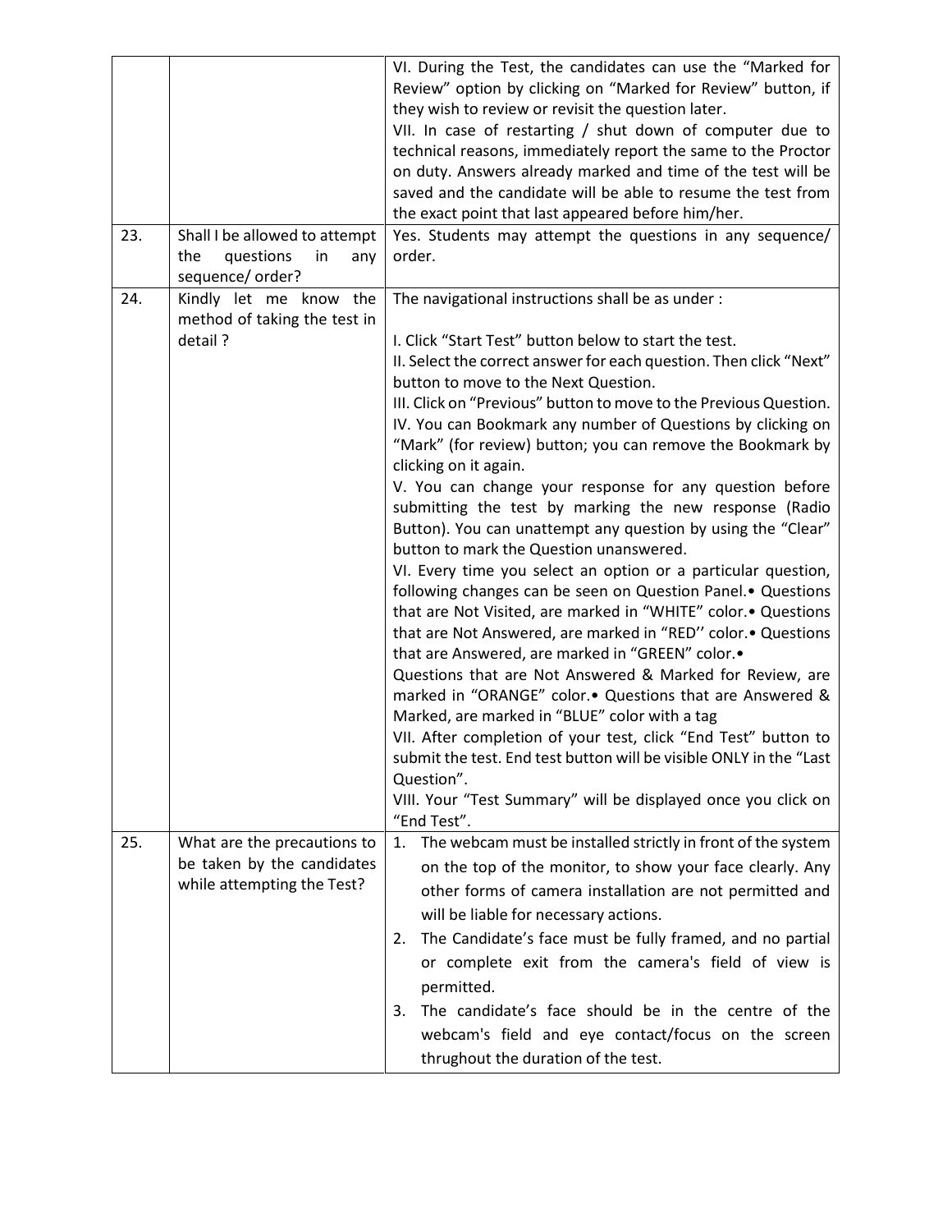| | | |
|---|---|---|
| | | VI. During the Test, the candidates can use the "Marked for Review" option by clicking on "Marked for Review" button, if they wish to review or revisit the question later.<br>VII. In case of restarting / shut down of computer due to technical reasons, immediately report the same to the Proctor on duty. Answers already marked and time of the test will be saved and the candidate will be able to resume the test from the exact point that last appeared before him/her. |
| 23. | Shall I be allowed to attempt the questions in any sequence/ order? | Yes. Students may attempt the questions in any sequence/ order. |
| 24. | Kindly let me know the method of taking the test in detail ? | The navigational instructions shall be as under :<br><br>I. Click "Start Test" button below to start the test.<br>II. Select the correct answer for each question. Then click "Next" button to move to the Next Question.<br>III. Click on "Previous" button to move to the Previous Question.<br>IV. You can Bookmark any number of Questions by clicking on "Mark" (for review) button; you can remove the Bookmark by clicking on it again.<br>V. You can change your response for any question before submitting the test by marking the new response (Radio Button). You can unattempt any question by using the "Clear" button to mark the Question unanswered.<br>VI. Every time you select an option or a particular question, following changes can be seen on Question Panel.• Questions that are Not Visited, are marked in "WHITE" color.• Questions that are Not Answered, are marked in "RED'' color.• Questions that are Answered, are marked in "GREEN" color.•<br>Questions that are Not Answered & Marked for Review, are marked in "ORANGE" color.• Questions that are Answered & Marked, are marked in "BLUE" color with a tag<br>VII. After completion of your test, click "End Test" button to submit the test. End test button will be visible ONLY in the "Last Question".<br>VIII. Your "Test Summary" will be displayed once you click on "End Test". |
| 25. | What are the precautions to be taken by the candidates while attempting the Test? | 1. The webcam must be installed strictly in front of the system on the top of the monitor, to show your face clearly. Any other forms of camera installation are not permitted and will be liable for necessary actions.<br>2. The Candidate's face must be fully framed, and no partial or complete exit from the camera's field of view is permitted.<br>3. The candidate's face should be in the centre of the webcam's field and eye contact/focus on the screen thrughout the duration of the test. |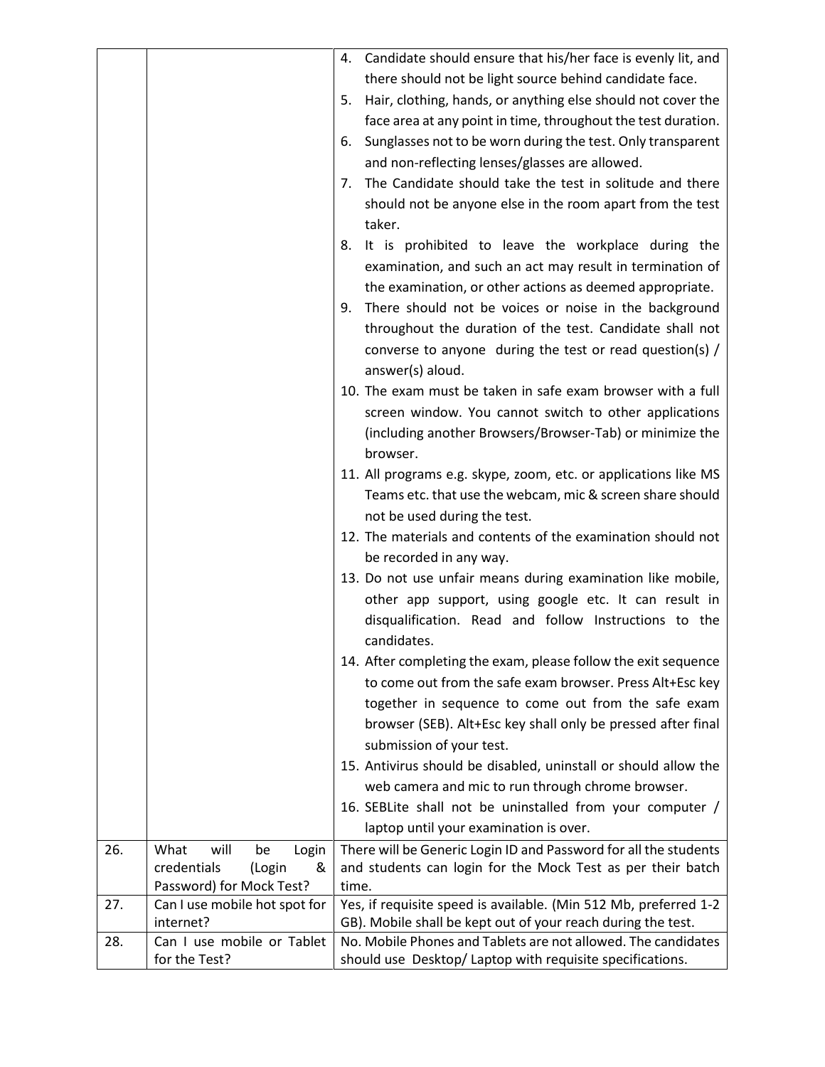| | | |
|---|---|---|
| | | 4. Candidate should ensure that his/her face is evenly lit, and there should not be light source behind candidate face.<br>5. Hair, clothing, hands, or anything else should not cover the face area at any point in time, throughout the test duration.<br>6. Sunglasses not to be worn during the test. Only transparent and non-reflecting lenses/glasses are allowed.<br>7. The Candidate should take the test in solitude and there should not be anyone else in the room apart from the test taker.<br>8. It is prohibited to leave the workplace during the examination, and such an act may result in termination of the examination, or other actions as deemed appropriate.<br>9. There should not be voices or noise in the background throughout the duration of the test. Candidate shall not converse to anyone during the test or read question(s) / answer(s) aloud.<br>10. The exam must be taken in safe exam browser with a full screen window. You cannot switch to other applications (including another Browsers/Browser-Tab) or minimize the browser.<br>11. All programs e.g. skype, zoom, etc. or applications like MS Teams etc. that use the webcam, mic & screen share should not be used during the test.<br>12. The materials and contents of the examination should not be recorded in any way.<br>13. Do not use unfair means during examination like mobile, other app support, using google etc. It can result in disqualification. Read and follow Instructions to the candidates.<br>14. After completing the exam, please follow the exit sequence to come out from the safe exam browser. Press Alt+Esc key together in sequence to come out from the safe exam browser (SEB). Alt+Esc key shall only be pressed after final submission of your test.<br>15. Antivirus should be disabled, uninstall or should allow the web camera and mic to run through chrome browser.<br>16. SEBLite shall not be uninstalled from your computer / laptop until your examination is over. |
| 26. | What will be Login credentials (Login & Password) for Mock Test? | There will be Generic Login ID and Password for all the students and students can login for the Mock Test as per their batch time. |
| 27. | Can I use mobile hot spot for internet? | Yes, if requisite speed is available. (Min 512 Mb, preferred 1-2 GB). Mobile shall be kept out of your reach during the test. |
| 28. | Can I use mobile or Tablet for the Test? | No. Mobile Phones and Tablets are not allowed. The candidates should use Desktop/ Laptop with requisite specifications. |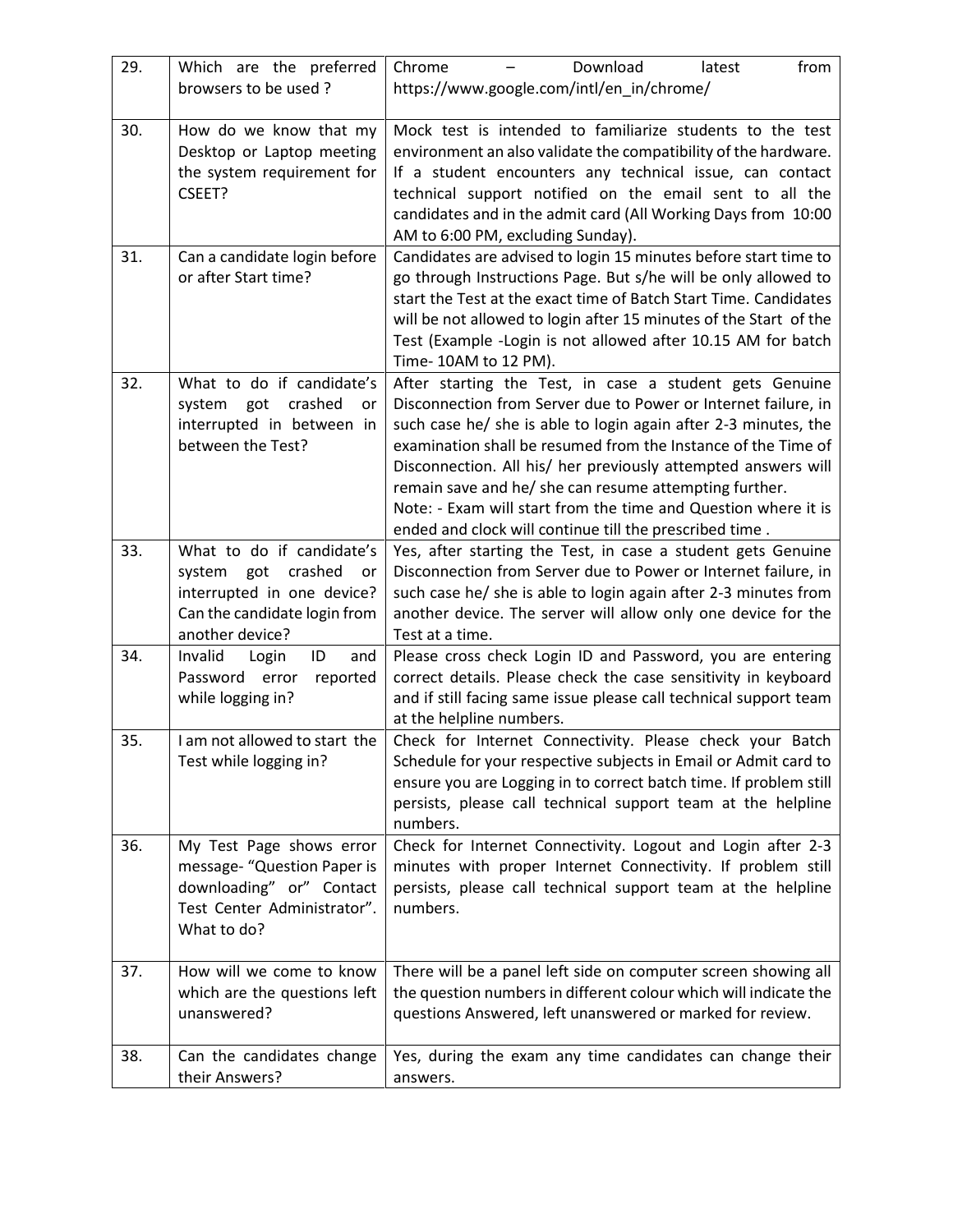| 29. | Which are the preferred browsers to be used ? | Chrome – Download latest from https://www.google.com/intl/en_in/chrome/ |
|---|---|---|
| 30. | How do we know that my Desktop or Laptop meeting the system requirement for CSEET? | Mock test is intended to familiarize students to the test environment an also validate the compatibility of the hardware. If a student encounters any technical issue, can contact technical support notified on the email sent to all the candidates and in the admit card (All Working Days from 10:00 AM to 6:00 PM, excluding Sunday). |
| 31. | Can a candidate login before or after Start time? | Candidates are advised to login 15 minutes before start time to go through Instructions Page. But s/he will be only allowed to start the Test at the exact time of Batch Start Time. Candidates will be not allowed to login after 15 minutes of the Start of the Test (Example -Login is not allowed after 10.15 AM for batch Time- 10AM to 12 PM). |
| 32. | What to do if candidate's system got crashed or interrupted in between in between the Test? | After starting the Test, in case a student gets Genuine Disconnection from Server due to Power or Internet failure, in such case he/ she is able to login again after 2-3 minutes, the examination shall be resumed from the Instance of the Time of Disconnection. All his/ her previously attempted answers will remain save and he/ she can resume attempting further.<br>Note: - Exam will start from the time and Question where it is ended and clock will continue till the prescribed time . |
| 33. | What to do if candidate's system got crashed or interrupted in one device? Can the candidate login from another device? | Yes, after starting the Test, in case a student gets Genuine Disconnection from Server due to Power or Internet failure, in such case he/ she is able to login again after 2-3 minutes from another device. The server will allow only one device for the Test at a time. |
| 34. | Invalid Login ID and Password error reported while logging in? | Please cross check Login ID and Password, you are entering correct details. Please check the case sensitivity in keyboard and if still facing same issue please call technical support team at the helpline numbers. |
| 35. | I am not allowed to start the Test while logging in? | Check for Internet Connectivity. Please check your Batch Schedule for your respective subjects in Email or Admit card to ensure you are Logging in to correct batch time. If problem still persists, please call technical support team at the helpline numbers. |
| 36. | My Test Page shows error message- "Question Paper is downloading" or" Contact Test Center Administrator". What to do? | Check for Internet Connectivity. Logout and Login after 2-3 minutes with proper Internet Connectivity. If problem still persists, please call technical support team at the helpline numbers. |
| 37. | How will we come to know which are the questions left unanswered? | There will be a panel left side on computer screen showing all the question numbers in different colour which will indicate the questions Answered, left unanswered or marked for review. |
| 38. | Can the candidates change their Answers? | Yes, during the exam any time candidates can change their answers. |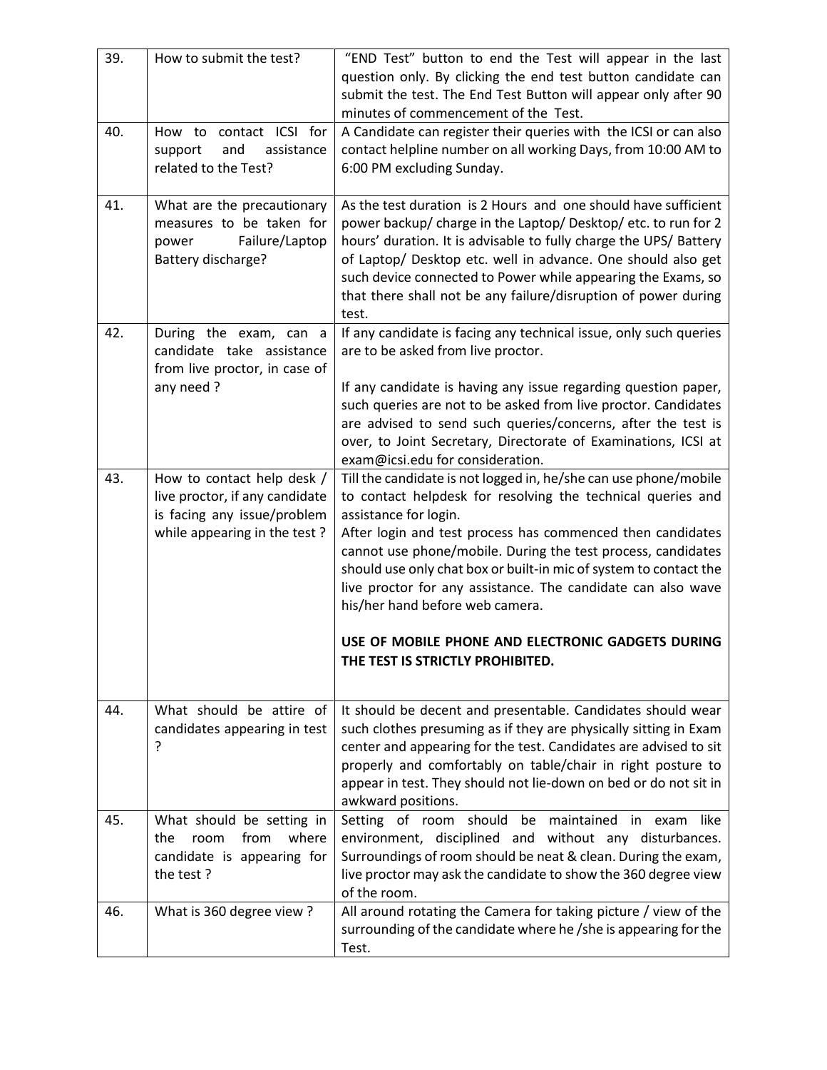| 39. | How to submit the test? | "END Test" button to end the Test will appear in the last question only. By clicking the end test button candidate can submit the test. The End Test Button will appear only after 90 minutes of commencement of the Test. |
|---|---|---|
| 40. | How to contact ICSI for support and assistance related to the Test? | A Candidate can register their queries with the ICSI or can also contact helpline number on all working Days, from 10:00 AM to 6:00 PM excluding Sunday. |
| 41. | What are the precautionary measures to be taken for power Failure/Laptop Battery discharge? | As the test duration is 2 Hours and one should have sufficient power backup/ charge in the Laptop/ Desktop/ etc. to run for 2 hours' duration. It is advisable to fully charge the UPS/ Battery of Laptop/ Desktop etc. well in advance. One should also get such device connected to Power while appearing the Exams, so that there shall not be any failure/disruption of power during test. |
| 42. | During the exam, can a candidate take assistance from live proctor, in case of any need ? | If any candidate is facing any technical issue, only such queries are to be asked from live proctor.<br><br>If any candidate is having any issue regarding question paper, such queries are not to be asked from live proctor. Candidates are advised to send such queries/concerns, after the test is over, to Joint Secretary, Directorate of Examinations, ICSI at exam@icsi.edu for consideration. |
| 43. | How to contact help desk / live proctor, if any candidate is facing any issue/problem while appearing in the test ? | Till the candidate is not logged in, he/she can use phone/mobile to contact helpdesk for resolving the technical queries and assistance for login.<br>After login and test process has commenced then candidates cannot use phone/mobile. During the test process, candidates should use only chat box or built-in mic of system to contact the live proctor for any assistance. The candidate can also wave his/her hand before web camera.<br><br>**USE OF MOBILE PHONE AND ELECTRONIC GADGETS DURING THE TEST IS STRICTLY PROHIBITED.** |
| 44. | What should be attire of candidates appearing in test ? | It should be decent and presentable. Candidates should wear such clothes presuming as if they are physically sitting in Exam center and appearing for the test. Candidates are advised to sit properly and comfortably on table/chair in right posture to appear in test. They should not lie-down on bed or do not sit in awkward positions. |
| 45. | What should be setting in the room from where candidate is appearing for the test ? | Setting of room should be maintained in exam like environment, disciplined and without any disturbances. Surroundings of room should be neat & clean. During the exam, live proctor may ask the candidate to show the 360 degree view of the room. |
| 46. | What is 360 degree view ? | All around rotating the Camera for taking picture / view of the surrounding of the candidate where he /she is appearing for the Test. |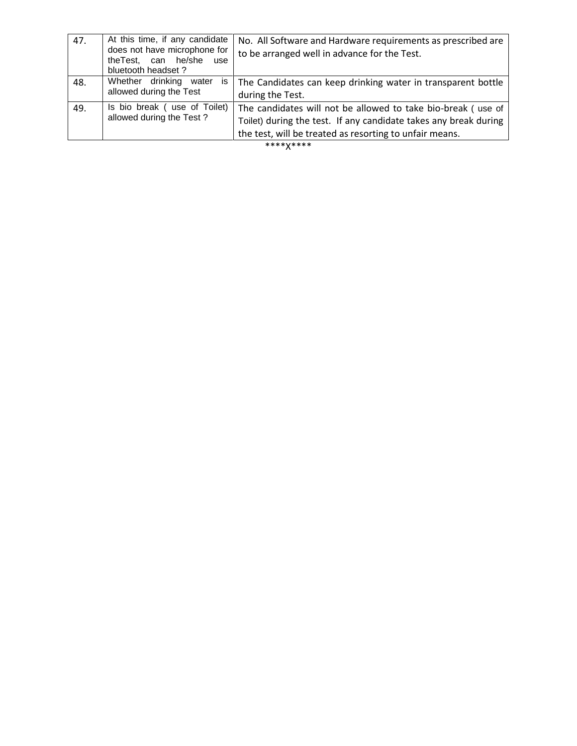| | | |
|---|---|---|
| 47. | At this time, if any candidate does not have microphone for theTest, can he/she use bluetooth headset ? | No. All Software and Hardware requirements as prescribed are to be arranged well in advance for the Test. |
| 48. | Whether drinking water is allowed during the Test | The Candidates can keep drinking water in transparent bottle during the Test. |
| 49. | Is bio break ( use of Toilet) allowed during the Test ? | The candidates will not be allowed to take bio-break ( use of Toilet) during the test. If any candidate takes any break during the test, will be treated as resorting to unfair means. |

****X****